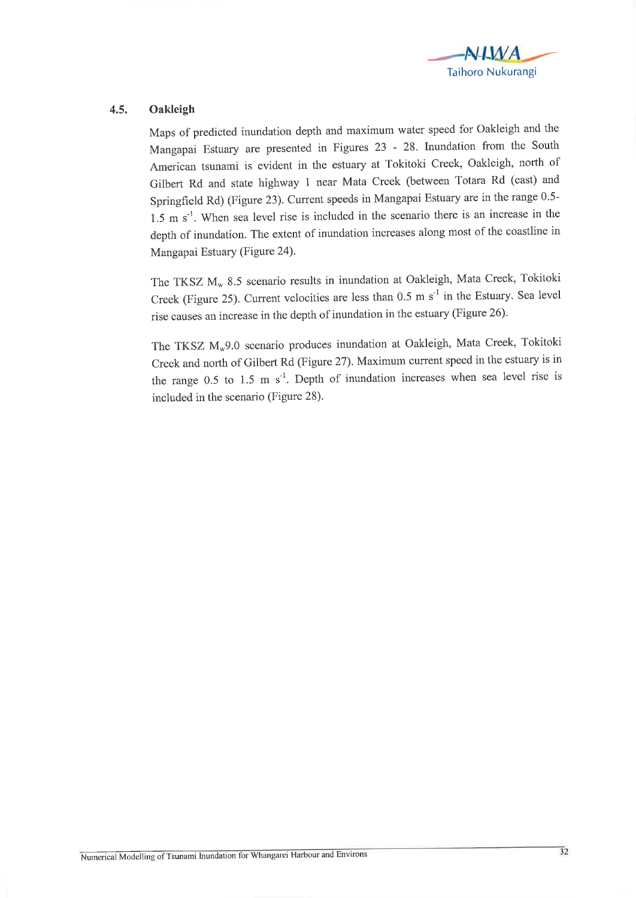## 4.5. Oakleigh

Maps of predicted inundation depth and maximum water speed for Oakleigh and the Mangapai Estuary are presented in Figures 23 - 28. Inundation from the South American tsunami is evident in the estuary at Tokitoki Creek, Oakleigh, north of Gilbert Rd and state highway 1 near Mata Creek (between Totara Rd (east) and Springfield Rd) (Figure 23). Current speeds in Mangapai Estuary are in the range 0.5-1.5 m $s^{-1}$. When sea level rise is included in the scenario there is an increase in the depth of inundation. The extent of inundation increases along most of the coastline in Mangapai Estuary (Figure 24).

The TKSZ $M_w$ 8.5 scenario results in inundation at Oakleigh, Mata Creek, Tokitoki Creek (Figure 25). Current velocities are less than 0.5 m $s^{-1}$ in the Estuary. Sea level rise causes an increase in the depth of inundation in the estuary (Figure 26).

The TKSZ $M_w$9.0 scenario produces inundation at Oakleigh, Mata Creek, Tokitoki Creek and north of Gilbert Rd (Figure 27). Maximum current speed in the estuary is in the range 0.5 to 1.5 m $s^{-1}$. Depth of inundation increases when sea level rise is included in the scenario (Figure 28).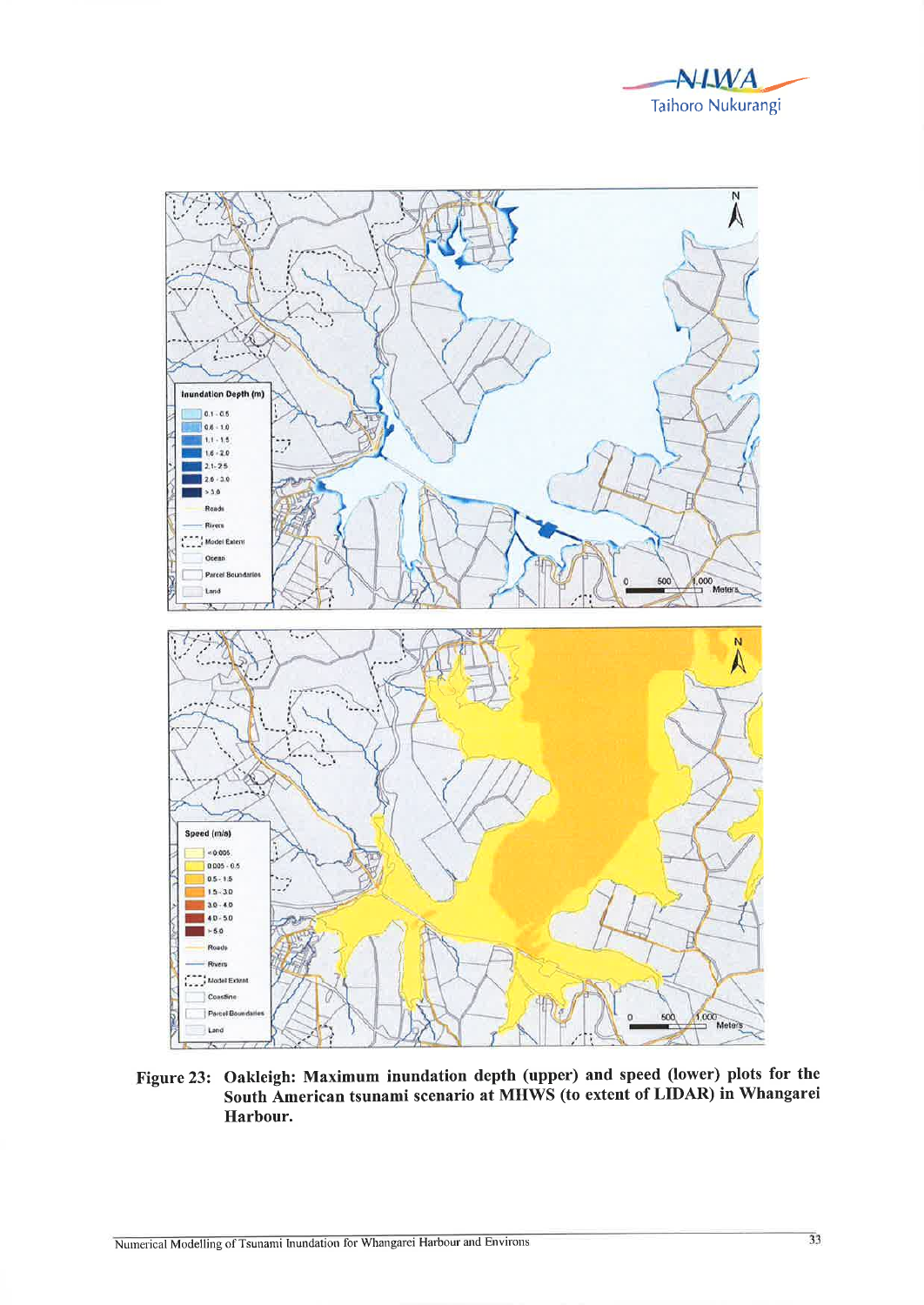Figure 23: Oakleigh: Maximum inundation depth (upper) and speed (lower) plots for the South American tsunami scenario at MHWS (to extent of LIDAR) in Whangarei Harbour.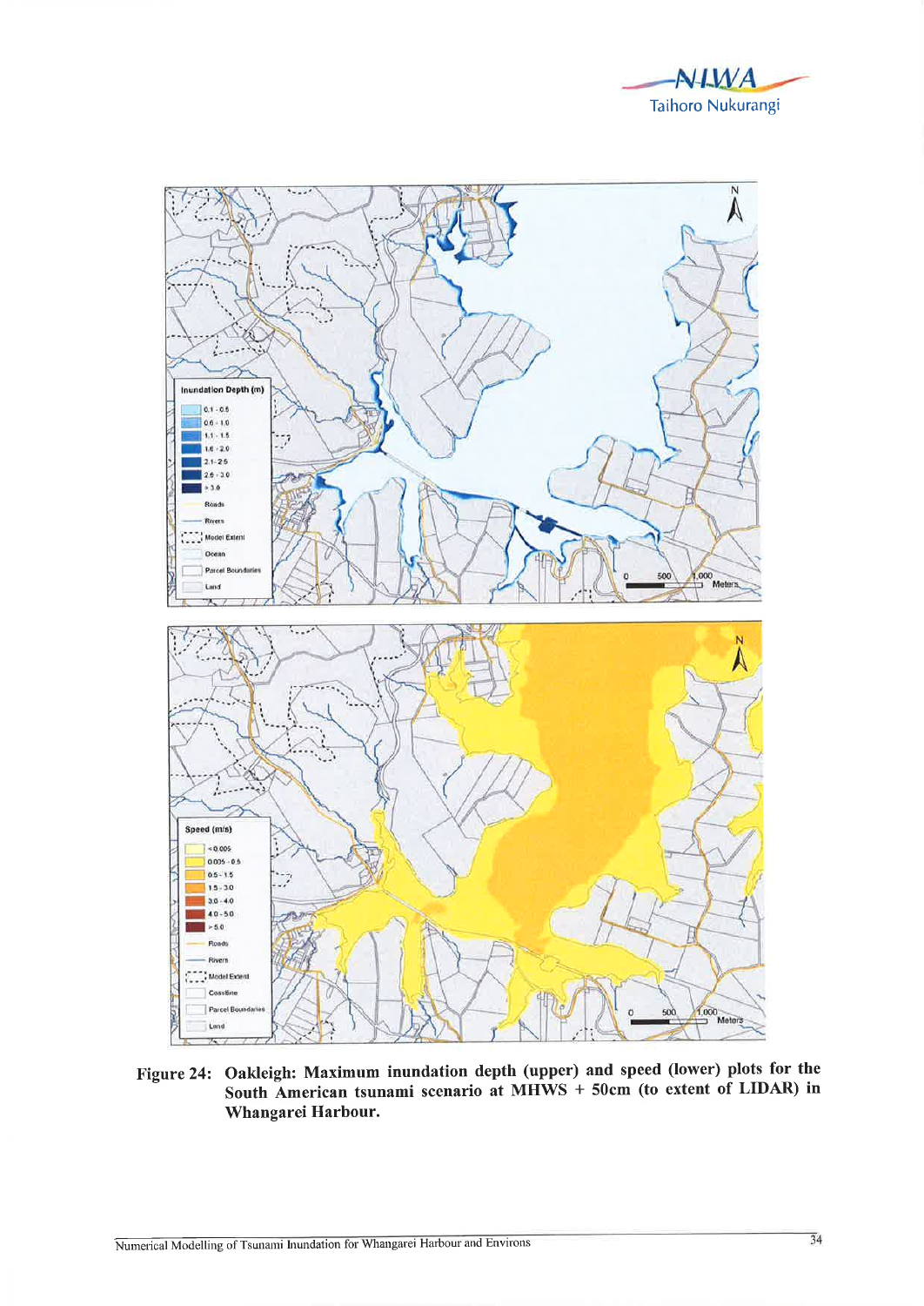Figure 24: Oakleigh: Maximum inundation depth (upper) and speed (lower) plots for the South American tsunami scenario at MHWS + 50cm (to extent of LIDAR) in Whangarei Harbour.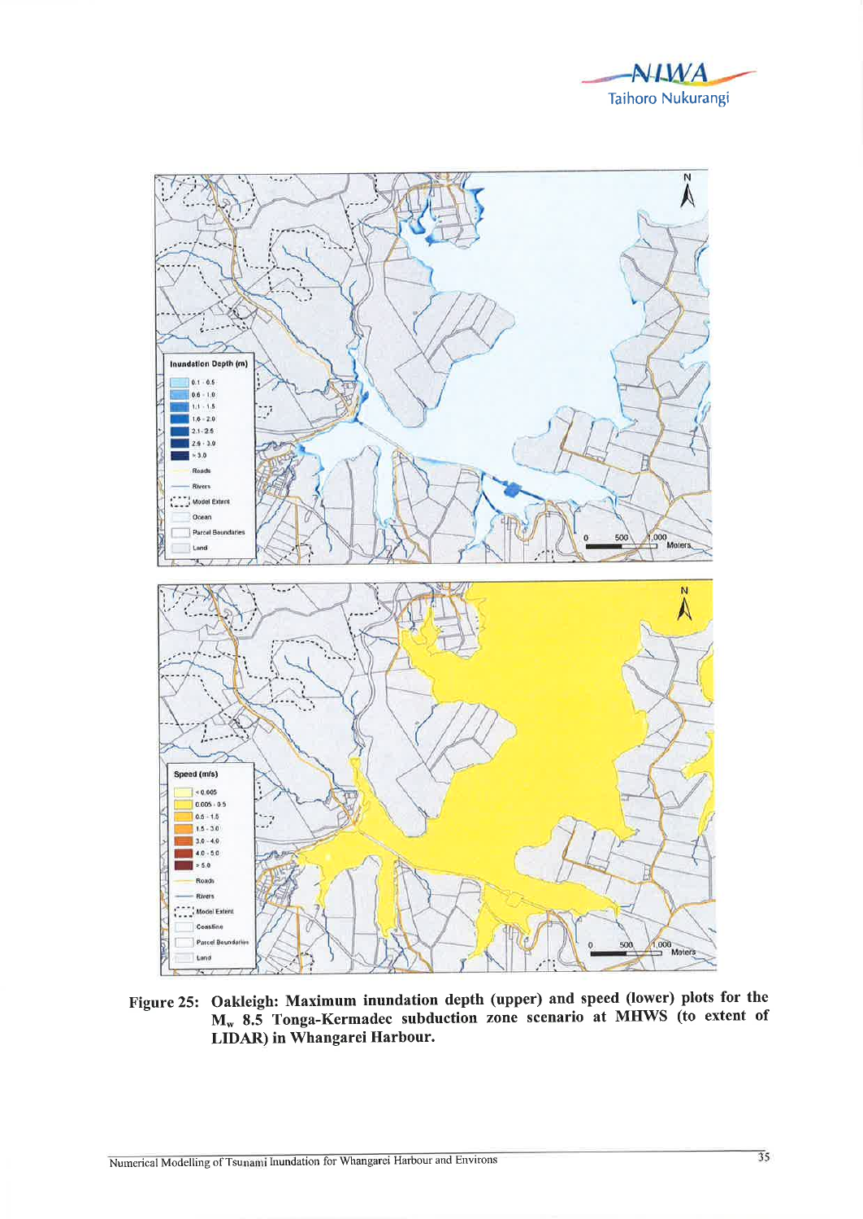Figure 25: Oakleigh: Maximum inundation depth (upper) and speed (lower) plots for the $M_w$ 8.5 Tonga-Kermadec subduction zone scenario at MHWS (to extent of LIDAR) in Whangarei Harbour.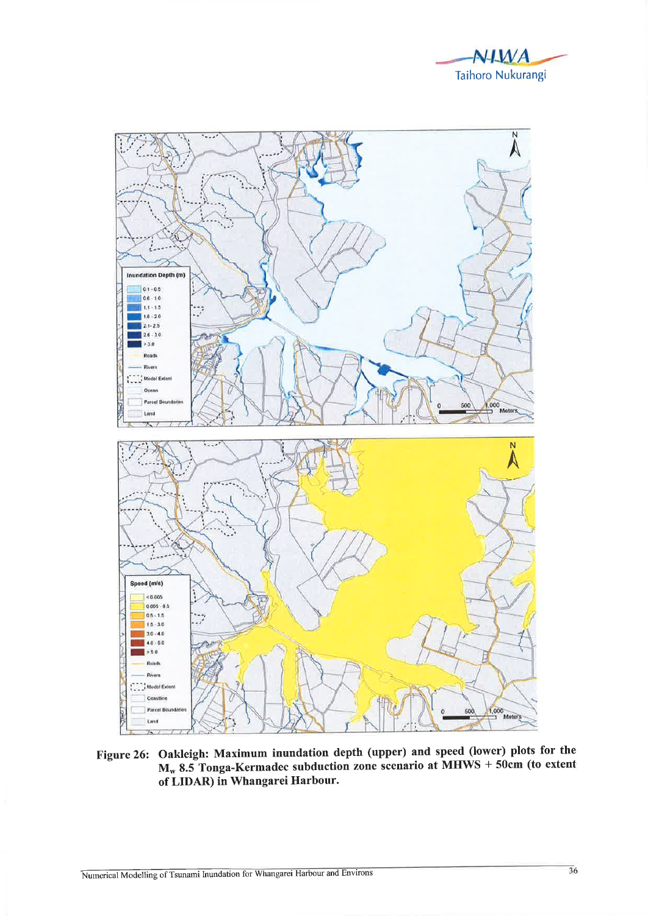**Figure 26: Oakleigh: Maximum inundation depth (upper) and speed (lower) plots for the $M_w$ 8.5 Tonga-Kermadec subduction zone scenario at MHWS + 50cm (to extent of LIDAR) in Whangarei Harbour.**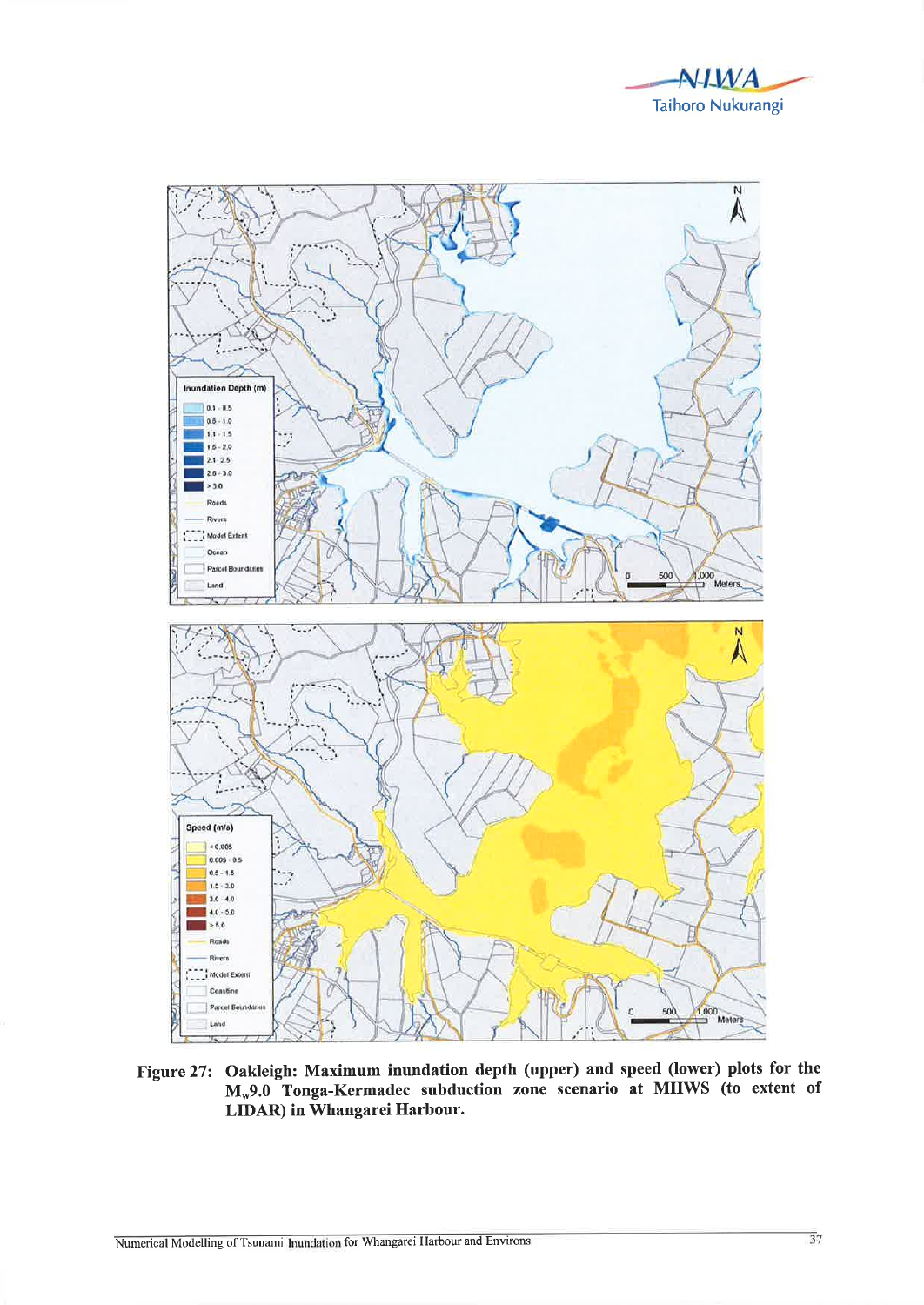**Figure 27: Oakleigh: Maximum inundation depth (upper) and speed (lower) plots for the $M_w$9.0 Tonga-Kermadec subduction zone scenario at MHWS (to extent of LIDAR) in Whangarei Harbour.**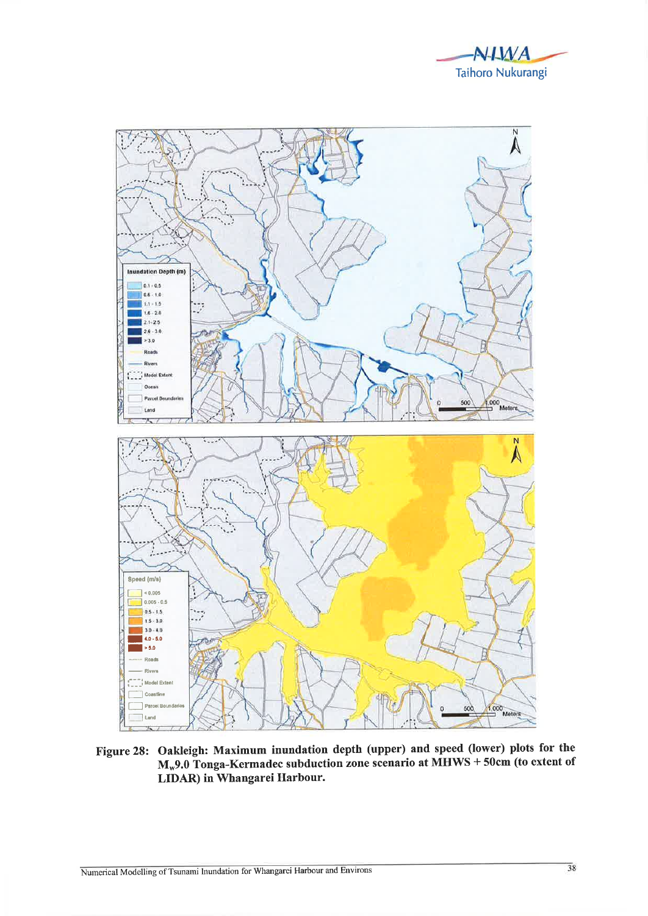Inundation Depth (m)

0.1 - 0.5

0.6 - 1.0

1.1 - 1.5

1.6 - 2.0

2.1 - 2.5

2.6 - 3.0

> 3.0

Roads

Rivers

Model Extent

Ocean

Parcel Boundaries

Land

0 500 1,000 Meters

N

Speed (m/s)

< 0.005

0.005 - 0.5

0.5 - 1.5

1.5 - 3.0

3.0 - 4.0

4.0 - 5.0

> 5.0

Roads

Rivers

Model Extent

Coastline

Parcel Boundaries

Land

0 500 1,000 Meters

N

**Figure 28: Oakleigh: Maximum inundation depth (upper) and speed (lower) plots for the $M_w$9.0 Tonga-Kermadec subduction zone scenario at MHWS + 50cm (to extent of LIDAR) in Whangarei Harbour.**